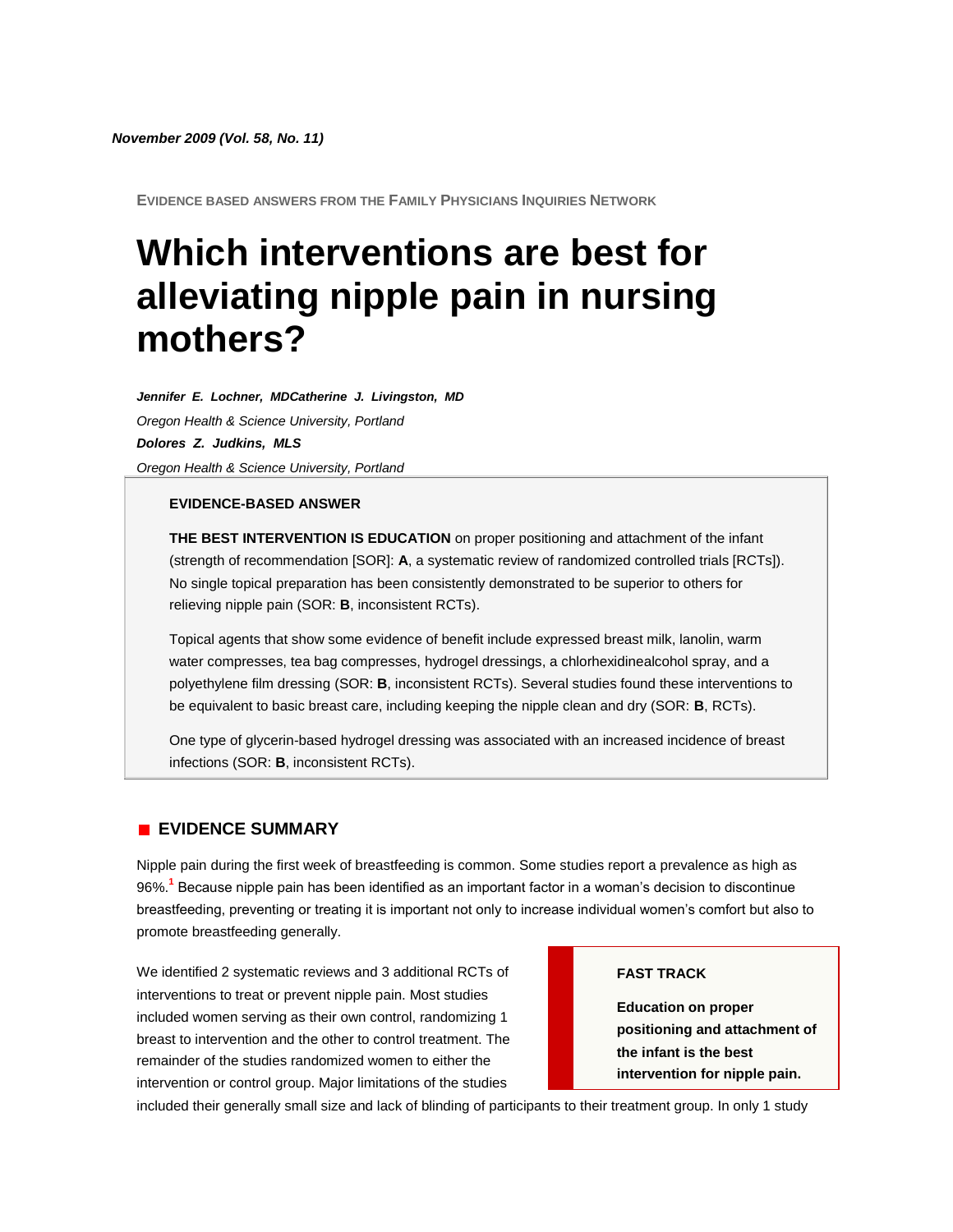*November 2009 (Vol. 58, No. 11)*

EVIDENCE BASED ANSWERS FROM THE FAMILY PHYSICIANS INQUIRIES NETWORK

# Which interventions are best for alleviating nipple pain in nursing mothers?

***Jennifer E. Lochner, MDCatherine J. Livingston, MD***
*Oregon Health & Science University, Portland*
***Dolores Z. Judkins, MLS***
*Oregon Health & Science University, Portland*

**EVIDENCE-BASED ANSWER**

**THE BEST INTERVENTION IS EDUCATION** on proper positioning and attachment of the infant (strength of recommendation [SOR]: **A**, a systematic review of randomized controlled trials [RCTs]). No single topical preparation has been consistently demonstrated to be superior to others for relieving nipple pain (SOR: **B**, inconsistent RCTs).

Topical agents that show some evidence of benefit include expressed breast milk, lanolin, warm water compresses, tea bag compresses, hydrogel dressings, a chlorhexidinealcohol spray, and a polyethylene film dressing (SOR: **B**, inconsistent RCTs). Several studies found these interventions to be equivalent to basic breast care, including keeping the nipple clean and dry (SOR: **B**, RCTs).

One type of glycerin-based hydrogel dressing was associated with an increased incidence of breast infections (SOR: **B**, inconsistent RCTs).

## EVIDENCE SUMMARY

Nipple pain during the first week of breastfeeding is common. Some studies report a prevalence as high as 96%.[1] Because nipple pain has been identified as an important factor in a woman's decision to discontinue breastfeeding, preventing or treating it is important not only to increase individual women's comfort but also to promote breastfeeding generally.

We identified 2 systematic reviews and 3 additional RCTs of interventions to treat or prevent nipple pain. Most studies included women serving as their own control, randomizing 1 breast to intervention and the other to control treatment. The remainder of the studies randomized women to either the intervention or control group. Major limitations of the studies included their generally small size and lack of blinding of participants to their treatment group. In only 1 study

**FAST TRACK**

**Education on proper positioning and attachment of the infant is the best intervention for nipple pain.**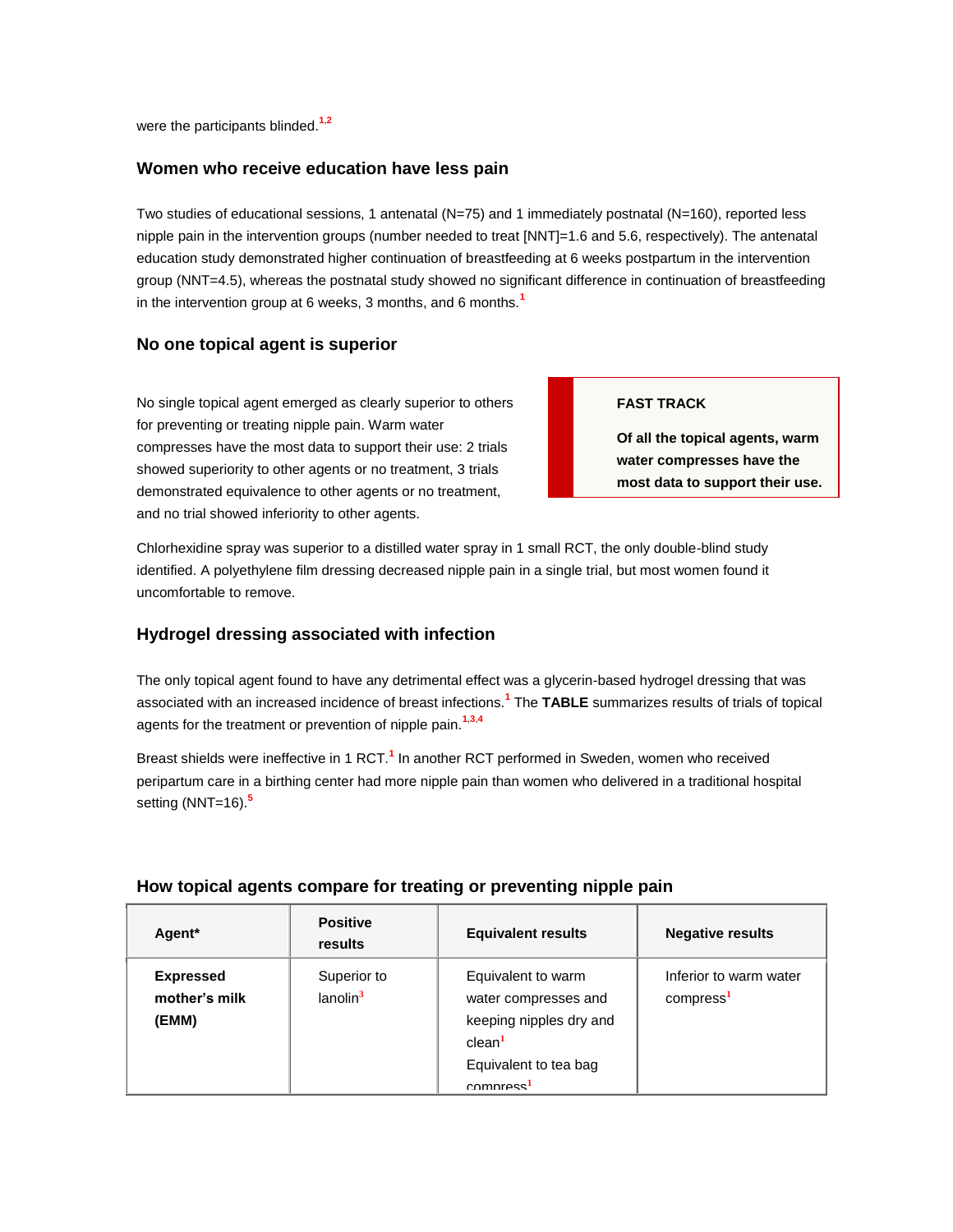were the participants blinded.[1,2]

## Women who receive education have less pain

Two studies of educational sessions, 1 antenatal (N=75) and 1 immediately postnatal (N=160), reported less nipple pain in the intervention groups (number needed to treat [NNT]=1.6 and 5.6, respectively). The antenatal education study demonstrated higher continuation of breastfeeding at 6 weeks postpartum in the intervention group (NNT=4.5), whereas the postnatal study showed no significant difference in continuation of breastfeeding in the intervention group at 6 weeks, 3 months, and 6 months.[1]

## No one topical agent is superior

No single topical agent emerged as clearly superior to others for preventing or treating nipple pain. Warm water compresses have the most data to support their use: 2 trials showed superiority to other agents or no treatment, 3 trials demonstrated equivalence to other agents or no treatment, and no trial showed inferiority to other agents.

> **FAST TRACK**
>
> **Of all the topical agents, warm water compresses have the most data to support their use.**

Chlorhexidine spray was superior to a distilled water spray in 1 small RCT, the only double-blind study identified. A polyethylene film dressing decreased nipple pain in a single trial, but most women found it uncomfortable to remove.

## Hydrogel dressing associated with infection

The only topical agent found to have any detrimental effect was a glycerin-based hydrogel dressing that was associated with an increased incidence of breast infections.[1] The **TABLE** summarizes results of trials of topical agents for the treatment or prevention of nipple pain.[1,3,4]

Breast shields were ineffective in 1 RCT.[1] In another RCT performed in Sweden, women who received peripartum care in a birthing center had more nipple pain than women who delivered in a traditional hospital setting (NNT=16).[5]

### How topical agents compare for treating or preventing nipple pain

| Agent* | Positive results | Equivalent results | Negative results |
|---|---|---|---|
| **Expressed mother's milk (EMM)** | Superior to lanolin[3] | Equivalent to warm water compresses and keeping nipples dry and clean[1]<br>Equivalent to tea bag compress[1] | Inferior to warm water compress[1] |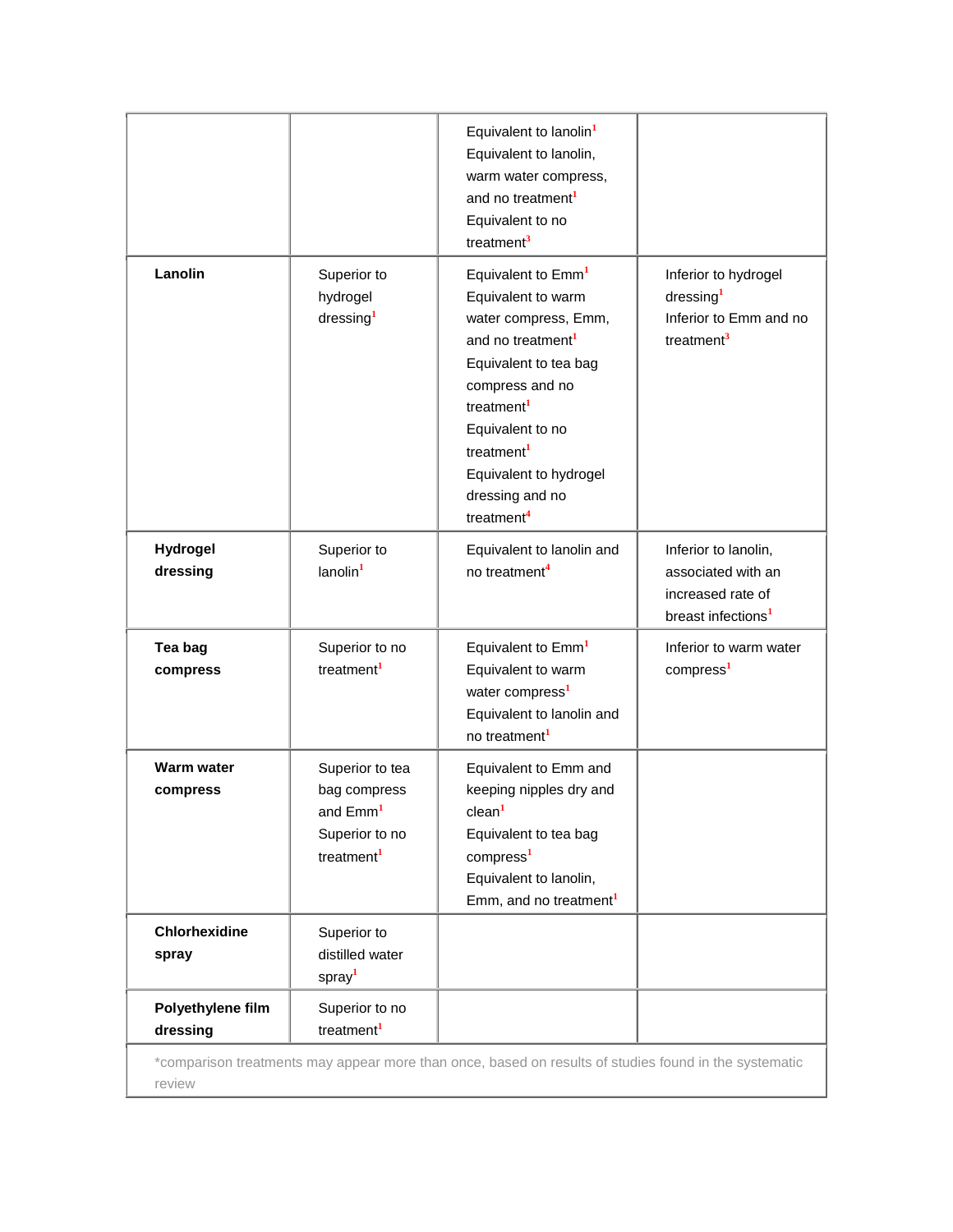| | | | |
|---|---|---|---|
| | | Equivalent to lanolin[1]<br>Equivalent to lanolin, warm water compress, and no treatment[1]<br>Equivalent to no treatment[3] | |
| **Lanolin** | Superior to hydrogel dressing[1] | Equivalent to Emm[1]<br>Equivalent to warm water compress, Emm, and no treatment[1]<br>Equivalent to tea bag compress and no treatment[1]<br>Equivalent to no treatment[1]<br>Equivalent to hydrogel dressing and no treatment[4] | Inferior to hydrogel dressing[1]<br>Inferior to Emm and no treatment[3] |
| **Hydrogel dressing** | Superior to lanolin[1] | Equivalent to lanolin and no treatment[4] | Inferior to lanolin, associated with an increased rate of breast infections[1] |
| **Tea bag compress** | Superior to no treatment[1] | Equivalent to Emm[1]<br>Equivalent to warm water compress[1]<br>Equivalent to lanolin and no treatment[1] | Inferior to warm water compress[1] |
| **Warm water compress** | Superior to tea bag compress and Emm[1]<br>Superior to no treatment[1] | Equivalent to Emm and keeping nipples dry and clean[1]<br>Equivalent to tea bag compress[1]<br>Equivalent to lanolin, Emm, and no treatment[1] | |
| **Chlorhexidine spray** | Superior to distilled water spray[1] | | |
| **Polyethylene film dressing** | Superior to no treatment[1] | | |

*comparison treatments may appear more than once, based on results of studies found in the systematic review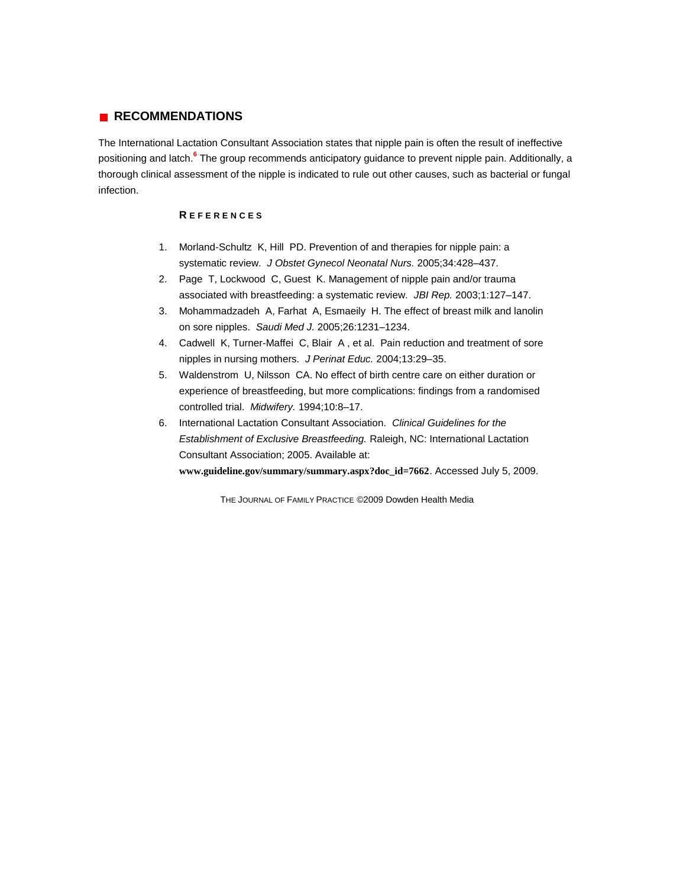## RECOMMENDATIONS

The International Lactation Consultant Association states that nipple pain is often the result of ineffective positioning and latch.[6] The group recommends anticipatory guidance to prevent nipple pain. Additionally, a thorough clinical assessment of the nipple is indicated to rule out other causes, such as bacterial or fungal infection.

### REFERENCES

1. Morland-Schultz K, Hill PD. Prevention of and therapies for nipple pain: a systematic review. *J Obstet Gynecol Neonatal Nurs.* 2005;34:428–437.
2. Page T, Lockwood C, Guest K. Management of nipple pain and/or trauma associated with breastfeeding: a systematic review. *JBI Rep.* 2003;1:127–147.
3. Mohammadzadeh A, Farhat A, Esmaeily H. The effect of breast milk and lanolin on sore nipples. *Saudi Med J.* 2005;26:1231–1234.
4. Cadwell K, Turner-Maffei C, Blair A, et al. Pain reduction and treatment of sore nipples in nursing mothers. *J Perinat Educ.* 2004;13:29–35.
5. Waldenstrom U, Nilsson CA. No effect of birth centre care on either duration or experience of breastfeeding, but more complications: findings from a randomised controlled trial. *Midwifery.* 1994;10:8–17.
6. International Lactation Consultant Association. *Clinical Guidelines for the Establishment of Exclusive Breastfeeding.* Raleigh, NC: International Lactation Consultant Association; 2005. Available at: **www.guideline.gov/summary/summary.aspx?doc_id=7662**. Accessed July 5, 2009.

THE JOURNAL OF FAMILY PRACTICE ©2009 Dowden Health Media